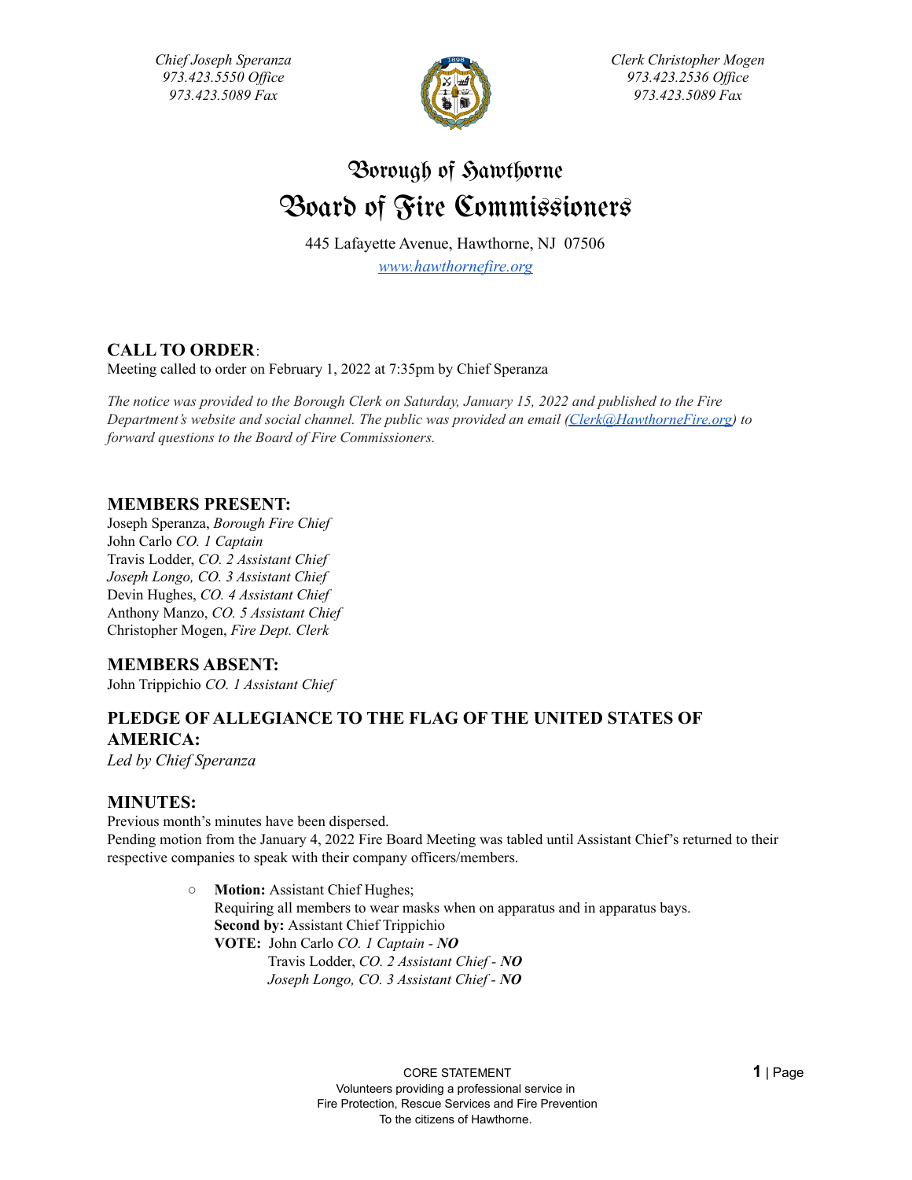*Chief Joseph Speranza*
*973.423.5550 Office*
*973.423.5089 Fax*

*Clerk Christopher Mogen*
*973.423.2536 Office*
*973.423.5089 Fax*

# Borough of Hawthorne
# Board of Fire Commissioners

445 Lafayette Avenue, Hawthorne, NJ 07506
*www.hawthornefire.org*

## CALL TO ORDER:

Meeting called to order on February 1, 2022 at 7:35pm by Chief Speranza

*The notice was provided to the Borough Clerk on Saturday, January 15, 2022 and published to the Fire Department's website and social channel. The public was provided an email (Clerk@HawthorneFire.org) to forward questions to the Board of Fire Commissioners.*

## MEMBERS PRESENT:

Joseph Speranza, *Borough Fire Chief*
John Carlo *CO. 1 Captain*
Travis Lodder, *CO. 2 Assistant Chief*
*Joseph Longo, CO. 3 Assistant Chief*
Devin Hughes, *CO. 4 Assistant Chief*
Anthony Manzo, *CO. 5 Assistant Chief*
Christopher Mogen, *Fire Dept. Clerk*

## MEMBERS ABSENT:

John Trippichio *CO. 1 Assistant Chief*

## PLEDGE OF ALLEGIANCE TO THE FLAG OF THE UNITED STATES OF AMERICA:

*Led by Chief Speranza*

## MINUTES:

Previous month's minutes have been dispersed.
Pending motion from the January 4, 2022 Fire Board Meeting was tabled until Assistant Chief's returned to their respective companies to speak with their company officers/members.

- **Motion:** Assistant Chief Hughes;
  Requiring all members to wear masks when on apparatus and in apparatus bays.
  **Second by:** Assistant Chief Trippichio
  **VOTE:** John Carlo *CO. 1 Captain - **NO***
  Travis Lodder, *CO. 2 Assistant Chief - **NO***
  *Joseph Longo, CO. 3 Assistant Chief - **NO***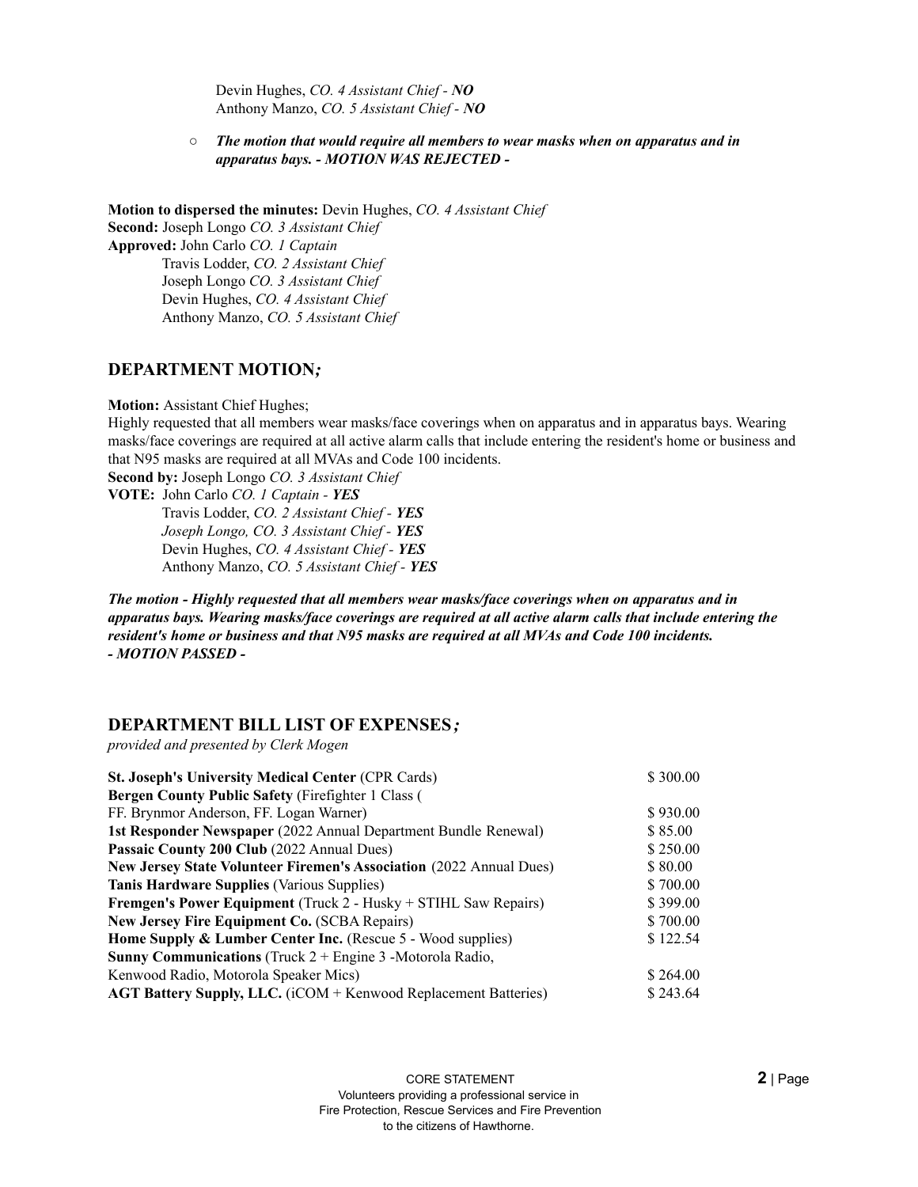Devin Hughes, *CO. 4 Assistant Chief - **NO***
Anthony Manzo, *CO. 5 Assistant Chief - **NO***

- ***The motion that would require all members to wear masks when on apparatus and in apparatus bays. - MOTION WAS REJECTED -***

**Motion to dispersed the minutes:** Devin Hughes, *CO. 4 Assistant Chief*
**Second:** Joseph Longo *CO. 3 Assistant Chief*
**Approved:** John Carlo *CO. 1 Captain*
Travis Lodder, *CO. 2 Assistant Chief*
Joseph Longo *CO. 3 Assistant Chief*
Devin Hughes, *CO. 4 Assistant Chief*
Anthony Manzo, *CO. 5 Assistant Chief*

## DEPARTMENT MOTION*;*

**Motion:** Assistant Chief Hughes;
Highly requested that all members wear masks/face coverings when on apparatus and in apparatus bays. Wearing masks/face coverings are required at all active alarm calls that include entering the resident's home or business and that N95 masks are required at all MVAs and Code 100 incidents.
**Second by:** Joseph Longo *CO. 3 Assistant Chief*
**VOTE:** John Carlo *CO. 1 Captain - **YES***
Travis Lodder, *CO. 2 Assistant Chief - **YES***
*Joseph Longo, CO. 3 Assistant Chief - **YES***
Devin Hughes, *CO. 4 Assistant Chief - **YES***
Anthony Manzo, *CO. 5 Assistant Chief - **YES***

***The motion - Highly requested that all members wear masks/face coverings when on apparatus and in apparatus bays. Wearing masks/face coverings are required at all active alarm calls that include entering the resident's home or business and that N95 masks are required at all MVAs and Code 100 incidents.***
***- MOTION PASSED -***

## DEPARTMENT BILL LIST OF EXPENSES*;*

*provided and presented by Clerk Mogen*

| | |
|---|---|
| **St. Joseph's University Medical Center** (CPR Cards) | $ 300.00 |
| **Bergen County Public Safety** (Firefighter 1 Class ( FF. Brynmor Anderson, FF. Logan Warner) | $ 930.00 |
| **1st Responder Newspaper** (2022 Annual Department Bundle Renewal) | $ 85.00 |
| **Passaic County 200 Club** (2022 Annual Dues) | $ 250.00 |
| **New Jersey State Volunteer Firemen's Association** (2022 Annual Dues) | $ 80.00 |
| **Tanis Hardware Supplies** (Various Supplies) | $ 700.00 |
| **Fremgen's Power Equipment** (Truck 2 - Husky + STIHL Saw Repairs) | $ 399.00 |
| **New Jersey Fire Equipment Co.** (SCBA Repairs) | $ 700.00 |
| **Home Supply & Lumber Center Inc.** (Rescue 5 - Wood supplies) | $ 122.54 |
| **Sunny Communications** (Truck 2 + Engine 3 -Motorola Radio, Kenwood Radio, Motorola Speaker Mics) | $ 264.00 |
| **AGT Battery Supply, LLC.** (iCOM + Kenwood Replacement Batteries) | $ 243.64 |

CORE STATEMENT
Volunteers providing a professional service in
Fire Protection, Rescue Services and Fire Prevention
to the citizens of Hawthorne.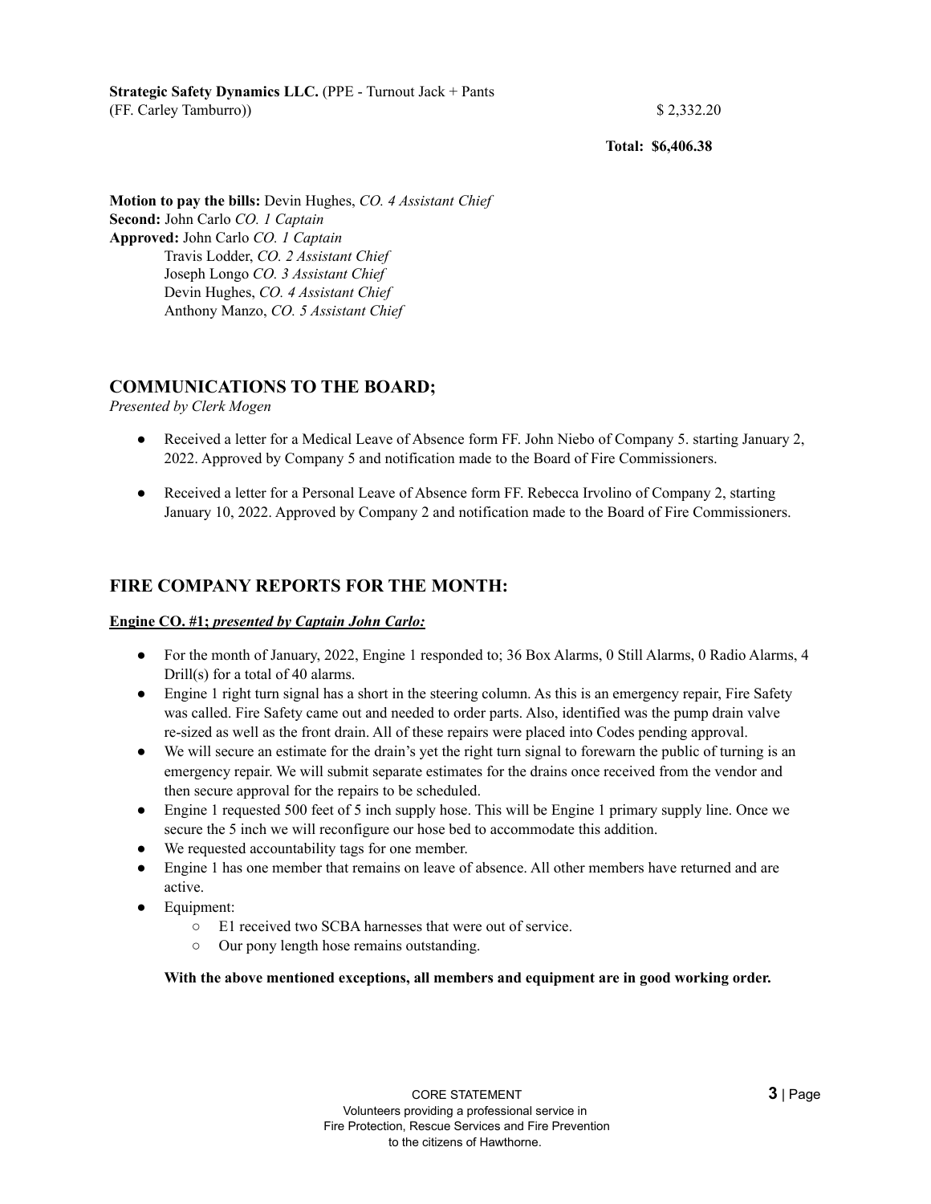**Strategic Safety Dynamics LLC.** (PPE - Turnout Jack + Pants (FF. Carley Tamburro)) $ 2,332.20

**Total: $6,406.38**

**Motion to pay the bills:** Devin Hughes, *CO. 4 Assistant Chief*
**Second:** John Carlo *CO. 1 Captain*
**Approved:** John Carlo *CO. 1 Captain*
Travis Lodder, *CO. 2 Assistant Chief*
Joseph Longo *CO. 3 Assistant Chief*
Devin Hughes, *CO. 4 Assistant Chief*
Anthony Manzo, *CO. 5 Assistant Chief*

## COMMUNICATIONS TO THE BOARD;

*Presented by Clerk Mogen*

- Received a letter for a Medical Leave of Absence form FF. John Niebo of Company 5. starting January 2, 2022. Approved by Company 5 and notification made to the Board of Fire Commissioners.
- Received a letter for a Personal Leave of Absence form FF. Rebecca Irvolino of Company 2, starting January 10, 2022. Approved by Company 2 and notification made to the Board of Fire Commissioners.

## FIRE COMPANY REPORTS FOR THE MONTH:

**Engine CO. #1; *presented by Captain John Carlo:***

- For the month of January, 2022, Engine 1 responded to; 36 Box Alarms, 0 Still Alarms, 0 Radio Alarms, 4 Drill(s) for a total of 40 alarms.
- Engine 1 right turn signal has a short in the steering column. As this is an emergency repair, Fire Safety was called. Fire Safety came out and needed to order parts. Also, identified was the pump drain valve re-sized as well as the front drain. All of these repairs were placed into Codes pending approval.
- We will secure an estimate for the drain's yet the right turn signal to forewarn the public of turning is an emergency repair. We will submit separate estimates for the drains once received from the vendor and then secure approval for the repairs to be scheduled.
- Engine 1 requested 500 feet of 5 inch supply hose. This will be Engine 1 primary supply line. Once we secure the 5 inch we will reconfigure our hose bed to accommodate this addition.
- We requested accountability tags for one member.
- Engine 1 has one member that remains on leave of absence. All other members have returned and are active.
- Equipment:
  - E1 received two SCBA harnesses that were out of service.
  - Our pony length hose remains outstanding.

**With the above mentioned exceptions, all members and equipment are in good working order.**

CORE STATEMENT
Volunteers providing a professional service in
Fire Protection, Rescue Services and Fire Prevention
to the citizens of Hawthorne.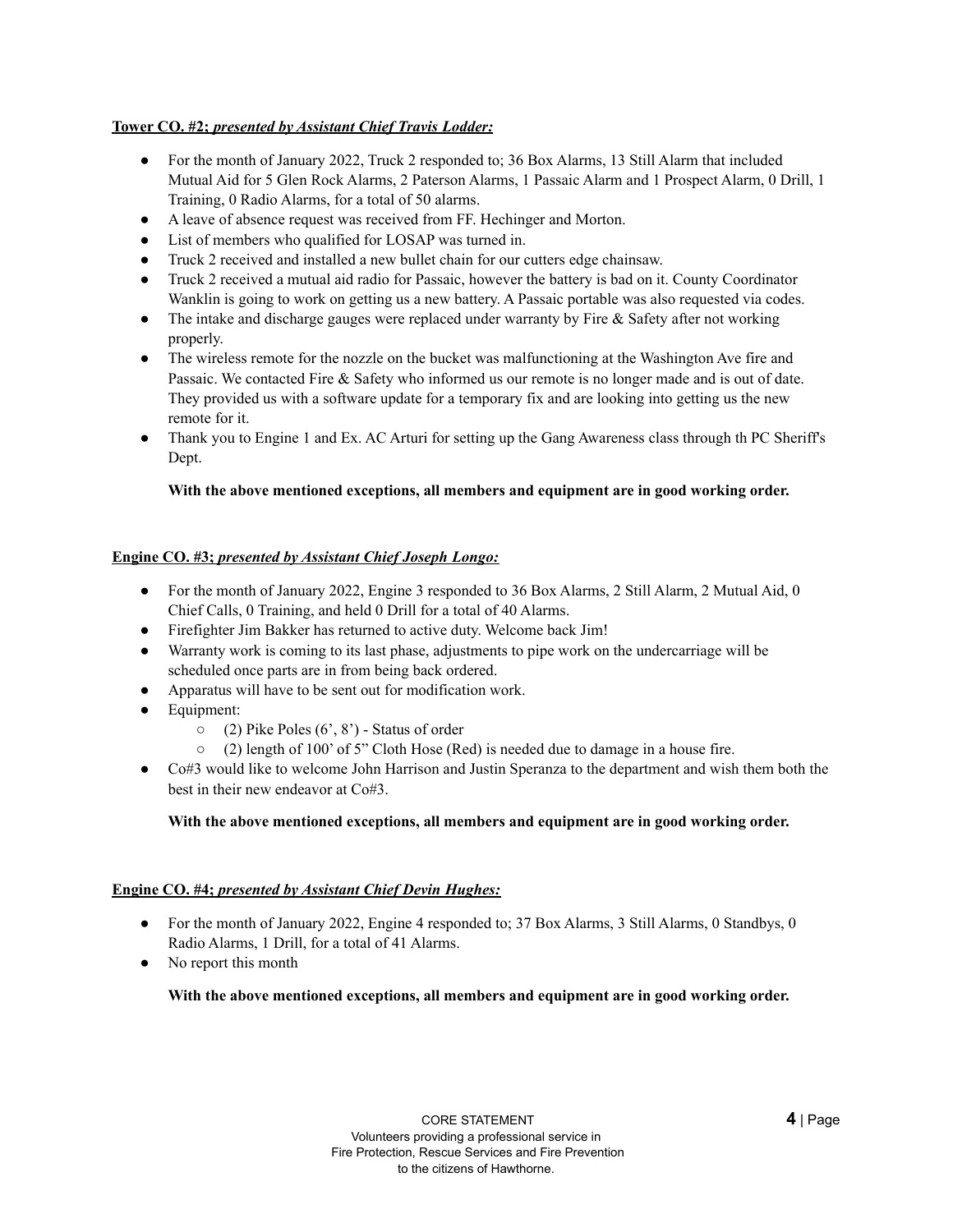**Tower CO. #2:** ***presented by Assistant Chief Travis Lodder:***

- For the month of January 2022, Truck 2 responded to; 36 Box Alarms, 13 Still Alarm that included Mutual Aid for 5 Glen Rock Alarms, 2 Paterson Alarms, 1 Passaic Alarm and 1 Prospect Alarm, 0 Drill, 1 Training, 0 Radio Alarms, for a total of 50 alarms.
- A leave of absence request was received from FF. Hechinger and Morton.
- List of members who qualified for LOSAP was turned in.
- Truck 2 received and installed a new bullet chain for our cutters edge chainsaw.
- Truck 2 received a mutual aid radio for Passaic, however the battery is bad on it. County Coordinator Wanklin is going to work on getting us a new battery. A Passaic portable was also requested via codes.
- The intake and discharge gauges were replaced under warranty by Fire & Safety after not working properly.
- The wireless remote for the nozzle on the bucket was malfunctioning at the Washington Ave fire and Passaic. We contacted Fire & Safety who informed us our remote is no longer made and is out of date. They provided us with a software update for a temporary fix and are looking into getting us the new remote for it.
- Thank you to Engine 1 and Ex. AC Arturi for setting up the Gang Awareness class through th PC Sheriff's Dept.

**With the above mentioned exceptions, all members and equipment are in good working order.**

**Engine CO. #3;** ***presented by Assistant Chief Joseph Longo:***

- For the month of January 2022, Engine 3 responded to 36 Box Alarms, 2 Still Alarm, 2 Mutual Aid, 0 Chief Calls, 0 Training, and held 0 Drill for a total of 40 Alarms.
- Firefighter Jim Bakker has returned to active duty. Welcome back Jim!
- Warranty work is coming to its last phase, adjustments to pipe work on the undercarriage will be scheduled once parts are in from being back ordered.
- Apparatus will have to be sent out for modification work.
- Equipment:
  - (2) Pike Poles (6', 8') - Status of order
  - (2) length of 100' of 5" Cloth Hose (Red) is needed due to damage in a house fire.
- Co#3 would like to welcome John Harrison and Justin Speranza to the department and wish them both the best in their new endeavor at Co#3.

**With the above mentioned exceptions, all members and equipment are in good working order.**

**Engine CO. #4;** ***presented by Assistant Chief Devin Hughes:***

- For the month of January 2022, Engine 4 responded to; 37 Box Alarms, 3 Still Alarms, 0 Standbys, 0 Radio Alarms, 1 Drill, for a total of 41 Alarms.
- No report this month

**With the above mentioned exceptions, all members and equipment are in good working order.**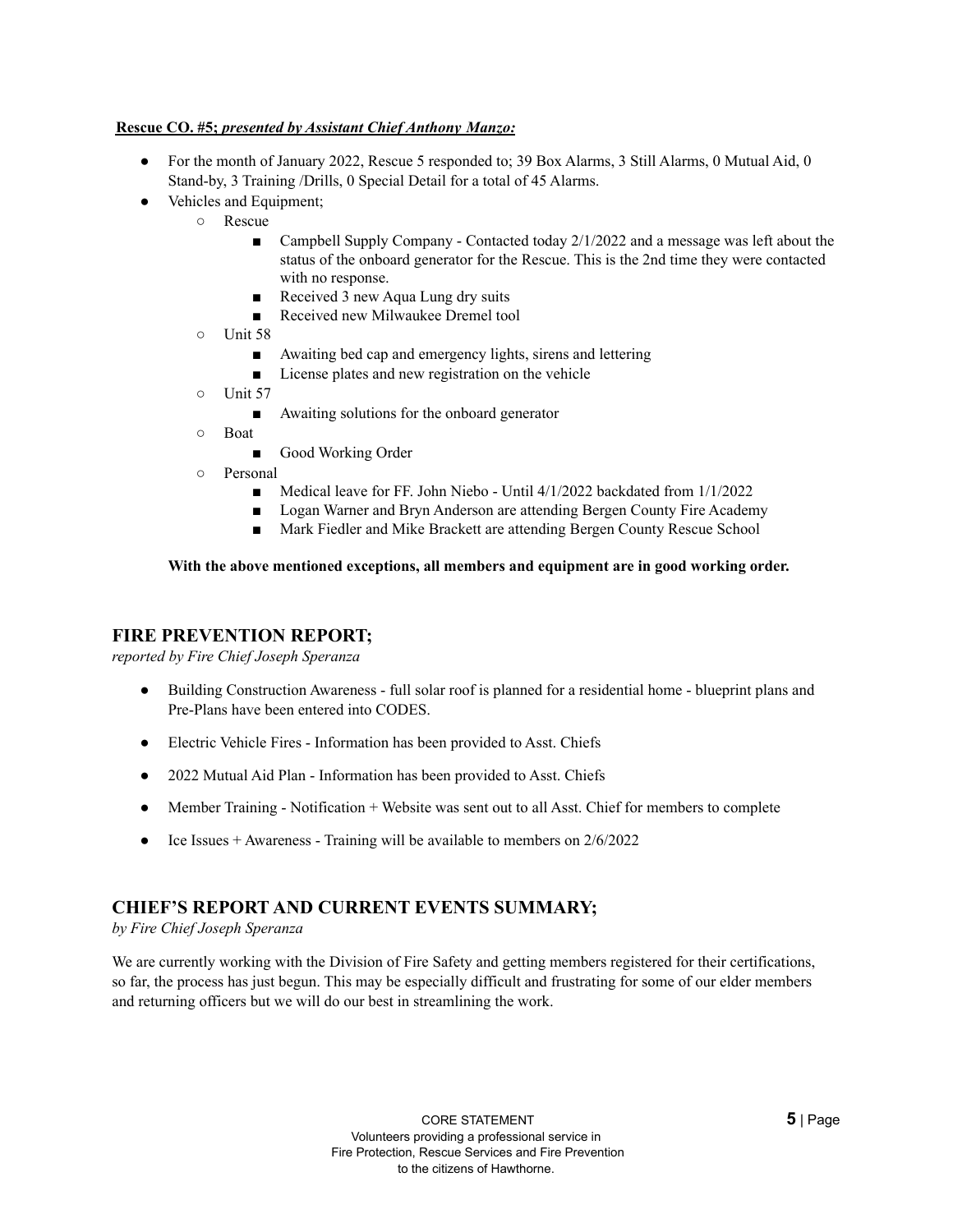**Rescue CO. #5;** ***presented by Assistant Chief Anthony Manzo:***

- For the month of January 2022, Rescue 5 responded to; 39 Box Alarms, 3 Still Alarms, 0 Mutual Aid, 0 Stand-by, 3 Training /Drills, 0 Special Detail for a total of 45 Alarms.
- Vehicles and Equipment;
  - Rescue
    - Campbell Supply Company - Contacted today 2/1/2022 and a message was left about the status of the onboard generator for the Rescue. This is the 2nd time they were contacted with no response.
    - Received 3 new Aqua Lung dry suits
    - Received new Milwaukee Dremel tool
  - Unit 58
    - Awaiting bed cap and emergency lights, sirens and lettering
    - License plates and new registration on the vehicle
  - Unit 57
    - Awaiting solutions for the onboard generator
  - Boat
    - Good Working Order
  - Personal
    - Medical leave for FF. John Niebo - Until 4/1/2022 backdated from 1/1/2022
    - Logan Warner and Bryn Anderson are attending Bergen County Fire Academy
    - Mark Fiedler and Mike Brackett are attending Bergen County Rescue School

**With the above mentioned exceptions, all members and equipment are in good working order.**

## FIRE PREVENTION REPORT;

*reported by Fire Chief Joseph Speranza*

- Building Construction Awareness - full solar roof is planned for a residential home - blueprint plans and Pre-Plans have been entered into CODES.
- Electric Vehicle Fires - Information has been provided to Asst. Chiefs
- 2022 Mutual Aid Plan - Information has been provided to Asst. Chiefs
- Member Training - Notification + Website was sent out to all Asst. Chief for members to complete
- Ice Issues + Awareness - Training will be available to members on 2/6/2022

## CHIEF'S REPORT AND CURRENT EVENTS SUMMARY;

*by Fire Chief Joseph Speranza*

We are currently working with the Division of Fire Safety and getting members registered for their certifications, so far, the process has just begun. This may be especially difficult and frustrating for some of our elder members and returning officers but we will do our best in streamlining the work.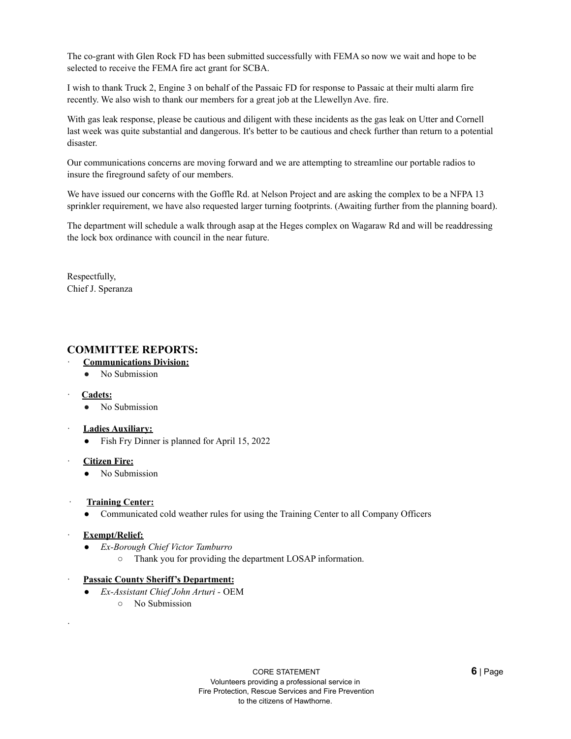The co-grant with Glen Rock FD has been submitted successfully with FEMA so now we wait and hope to be selected to receive the FEMA fire act grant for SCBA.

I wish to thank Truck 2, Engine 3 on behalf of the Passaic FD for response to Passaic at their multi alarm fire recently. We also wish to thank our members for a great job at the Llewellyn Ave. fire.

With gas leak response, please be cautious and diligent with these incidents as the gas leak on Utter and Cornell last week was quite substantial and dangerous. It's better to be cautious and check further than return to a potential disaster.

Our communications concerns are moving forward and we are attempting to streamline our portable radios to insure the fireground safety of our members.

We have issued our concerns with the Goffle Rd. at Nelson Project and are asking the complex to be a NFPA 13 sprinkler requirement, we have also requested larger turning footprints. (Awaiting further from the planning board).

The department will schedule a walk through asap at the Heges complex on Wagaraw Rd and will be readdressing the lock box ordinance with council in the near future.

Respectfully,
Chief J. Speranza

## COMMITTEE REPORTS:

- **Communications Division:**
  - No Submission
- **Cadets:**
  - No Submission
- **Ladies Auxiliary:**
  - Fish Fry Dinner is planned for April 15, 2022
- **Citizen Fire:**
  - No Submission
- **Training Center:**
  - Communicated cold weather rules for using the Training Center to all Company Officers
- **Exempt/Relief:**
  - *Ex-Borough Chief Victor Tamburro*
    - Thank you for providing the department LOSAP information.
- **Passaic County Sheriff's Department:**
  - *Ex-Assistant Chief John Arturi* - OEM
    - No Submission

CORE STATEMENT
Volunteers providing a professional service in
Fire Protection, Rescue Services and Fire Prevention
to the citizens of Hawthorne.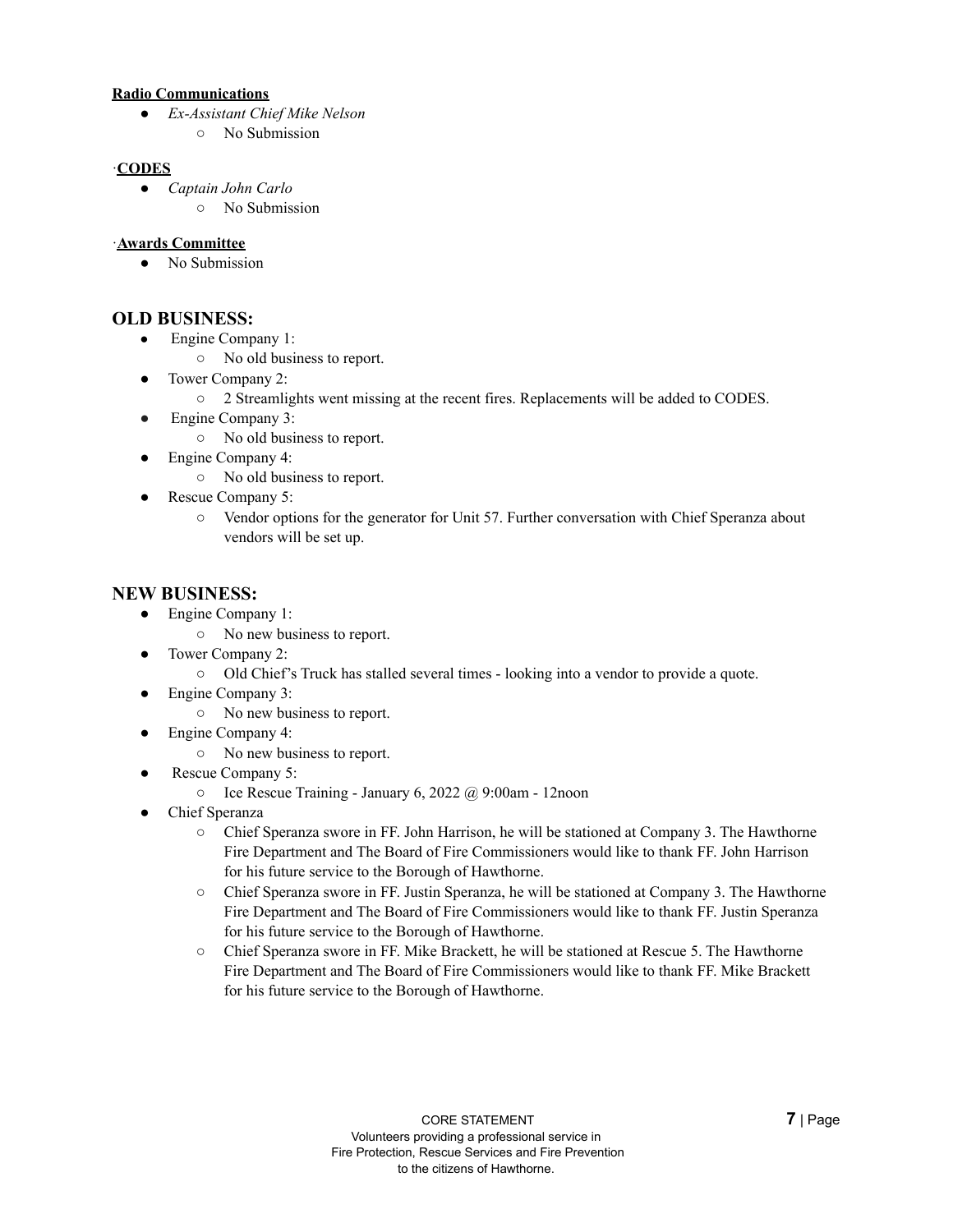**Radio Communications**

- *Ex-Assistant Chief Mike Nelson*
  - No Submission

·**CODES**

- *Captain John Carlo*
  - No Submission

·**Awards Committee**

- No Submission

## OLD BUSINESS:

- Engine Company 1:
  - No old business to report.
- Tower Company 2:
  - 2 Streamlights went missing at the recent fires. Replacements will be added to CODES.
- Engine Company 3:
  - No old business to report.
- Engine Company 4:
  - No old business to report.
- Rescue Company 5:
  - Vendor options for the generator for Unit 57. Further conversation with Chief Speranza about vendors will be set up.

## NEW BUSINESS:

- Engine Company 1:
  - No new business to report.
- Tower Company 2:
  - Old Chief's Truck has stalled several times - looking into a vendor to provide a quote.
- Engine Company 3:
  - No new business to report.
- Engine Company 4:
  - No new business to report.
- Rescue Company 5:
  - Ice Rescue Training - January 6, 2022 @ 9:00am - 12noon
- Chief Speranza
  - Chief Speranza swore in FF. John Harrison, he will be stationed at Company 3. The Hawthorne Fire Department and The Board of Fire Commissioners would like to thank FF. John Harrison for his future service to the Borough of Hawthorne.
  - Chief Speranza swore in FF. Justin Speranza, he will be stationed at Company 3. The Hawthorne Fire Department and The Board of Fire Commissioners would like to thank FF. Justin Speranza for his future service to the Borough of Hawthorne.
  - Chief Speranza swore in FF. Mike Brackett, he will be stationed at Rescue 5. The Hawthorne Fire Department and The Board of Fire Commissioners would like to thank FF. Mike Brackett for his future service to the Borough of Hawthorne.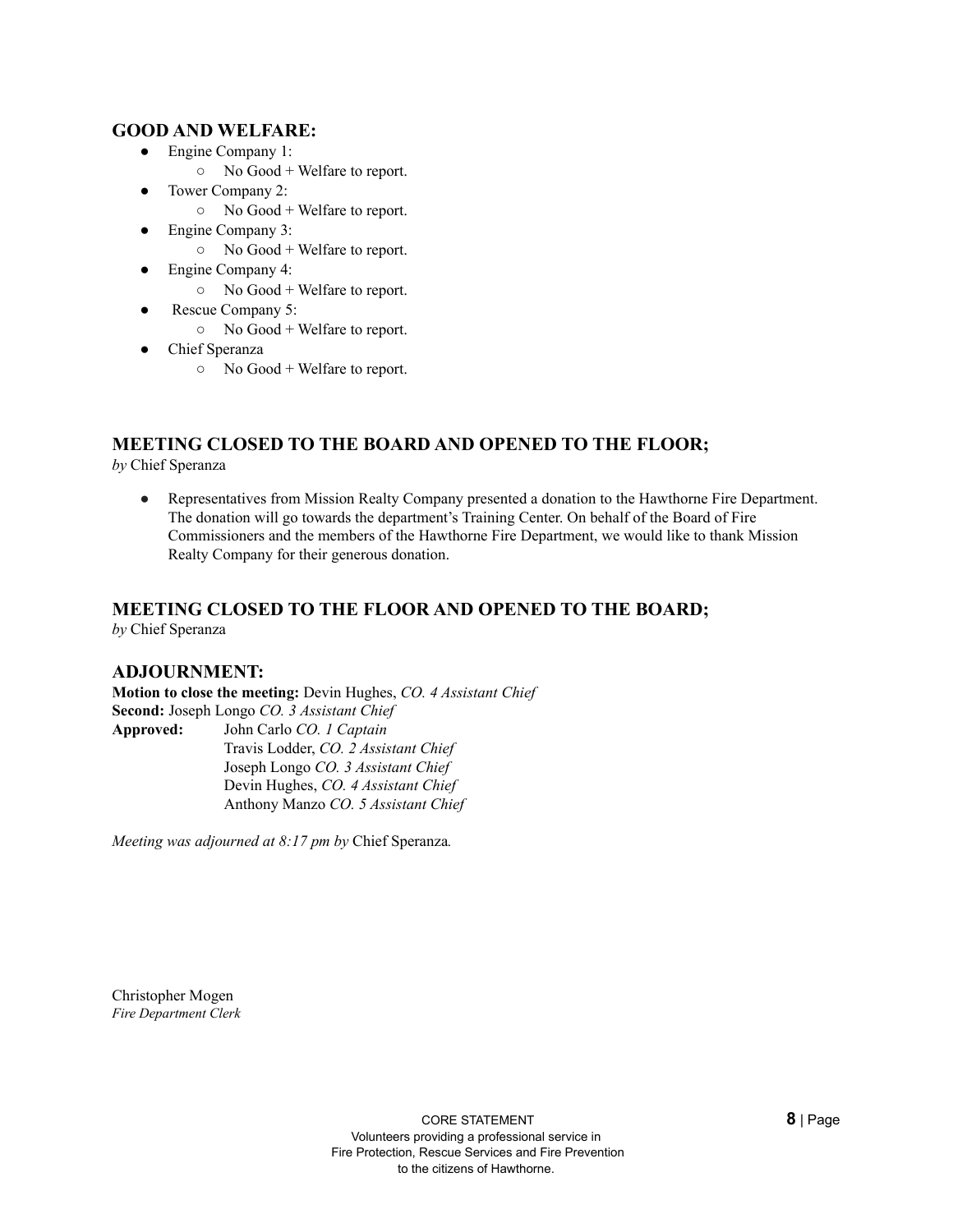## GOOD AND WELFARE:

- Engine Company 1:
  - No Good + Welfare to report.
- Tower Company 2:
  - No Good + Welfare to report.
- Engine Company 3:
  - No Good + Welfare to report.
- Engine Company 4:
  - No Good + Welfare to report.
- Rescue Company 5:
  - No Good + Welfare to report.
- Chief Speranza
  - No Good + Welfare to report.

## MEETING CLOSED TO THE BOARD AND OPENED TO THE FLOOR;

*by* Chief Speranza

- Representatives from Mission Realty Company presented a donation to the Hawthorne Fire Department. The donation will go towards the department's Training Center. On behalf of the Board of Fire Commissioners and the members of the Hawthorne Fire Department, we would like to thank Mission Realty Company for their generous donation.

## MEETING CLOSED TO THE FLOOR AND OPENED TO THE BOARD;

*by* Chief Speranza

## ADJOURNMENT:

**Motion to close the meeting:** Devin Hughes, *CO. 4 Assistant Chief*
**Second:** Joseph Longo *CO. 3 Assistant Chief*
**Approved:** John Carlo *CO. 1 Captain*
Travis Lodder, *CO. 2 Assistant Chief*
Joseph Longo *CO. 3 Assistant Chief*
Devin Hughes, *CO. 4 Assistant Chief*
Anthony Manzo *CO. 5 Assistant Chief*

*Meeting was adjourned at 8:17 pm by* Chief Speranza*.*

Christopher Mogen
*Fire Department Clerk*

CORE STATEMENT
Volunteers providing a professional service in
Fire Protection, Rescue Services and Fire Prevention
to the citizens of Hawthorne.